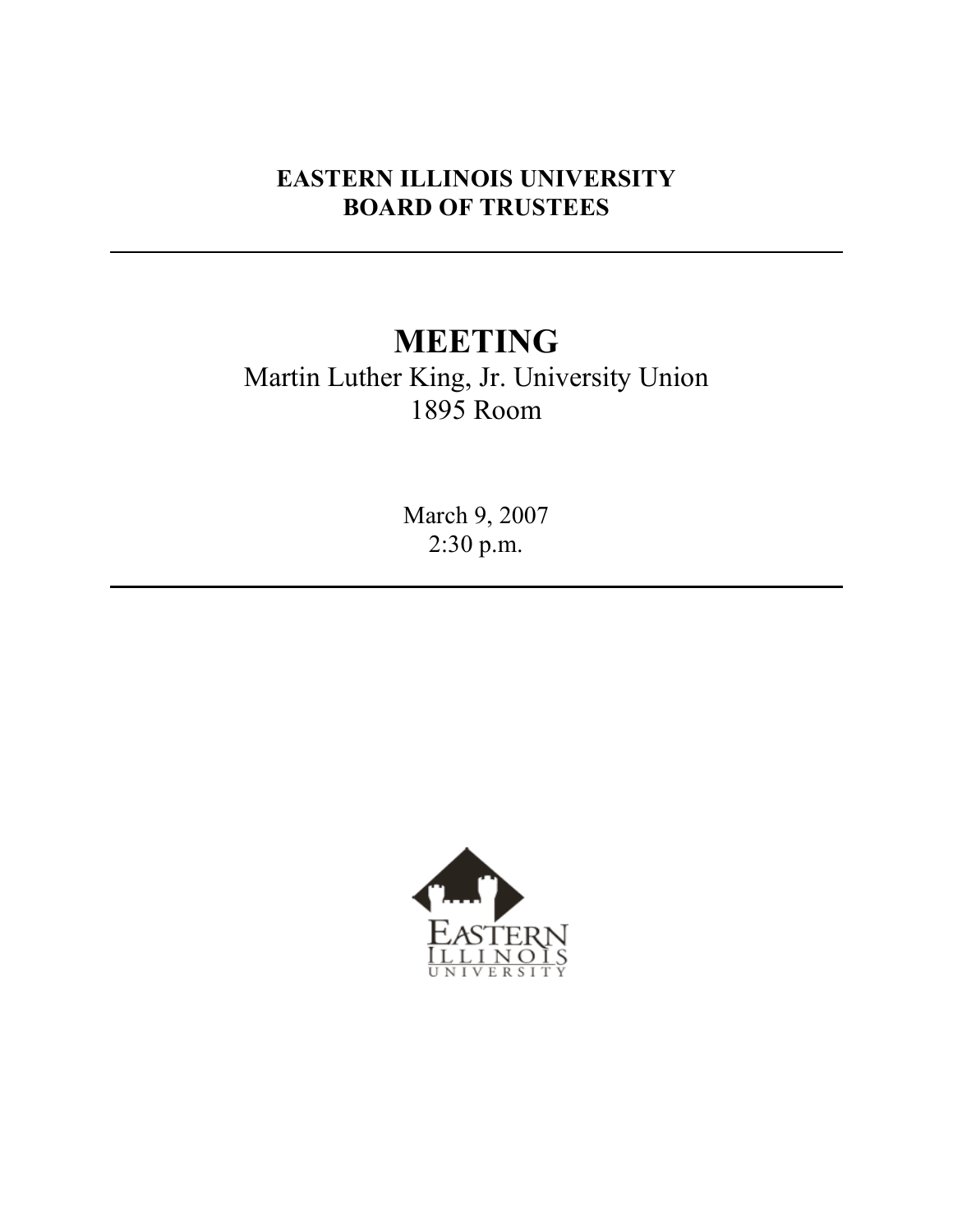**EASTERN ILLINOIS UNIVERSITY**
**BOARD OF TRUSTEES**

---

# MEETING

Martin Luther King, Jr. University Union
1895 Room

March 9, 2007
2:30 p.m.

---

EASTERN ILLINOIS UNIVERSITY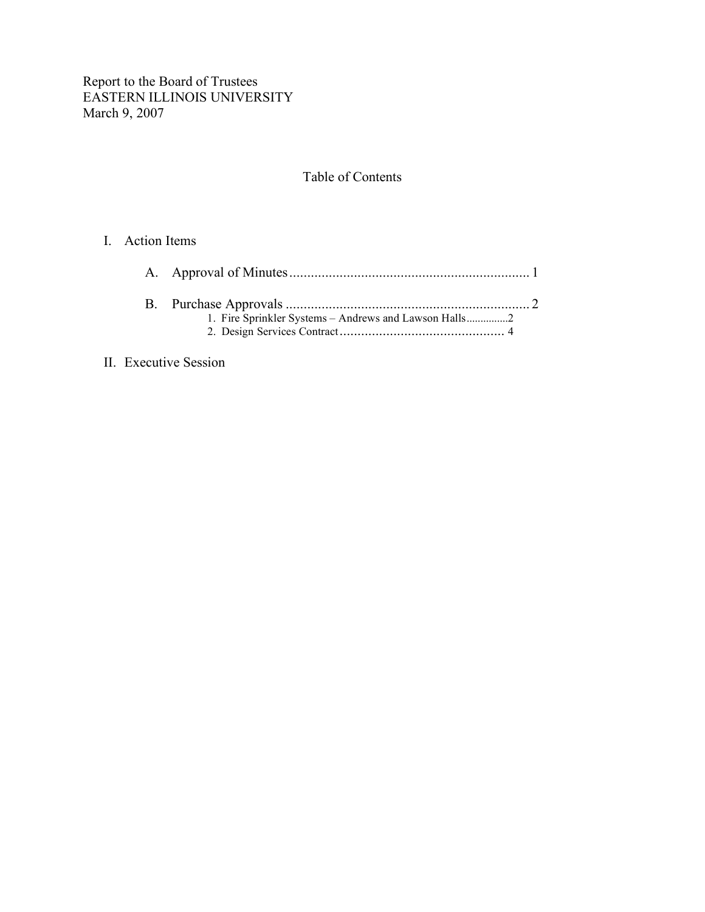Report to the Board of Trustees
EASTERN ILLINOIS UNIVERSITY
March 9, 2007

## Table of Contents

I. Action Items

   A. Approval of Minutes .................................................................. 1

   B. Purchase Approvals .................................................................... 2
      1. Fire Sprinkler Systems – Andrews and Lawson Halls ..............2
      2. Design Services Contract ............................................. 4

II. Executive Session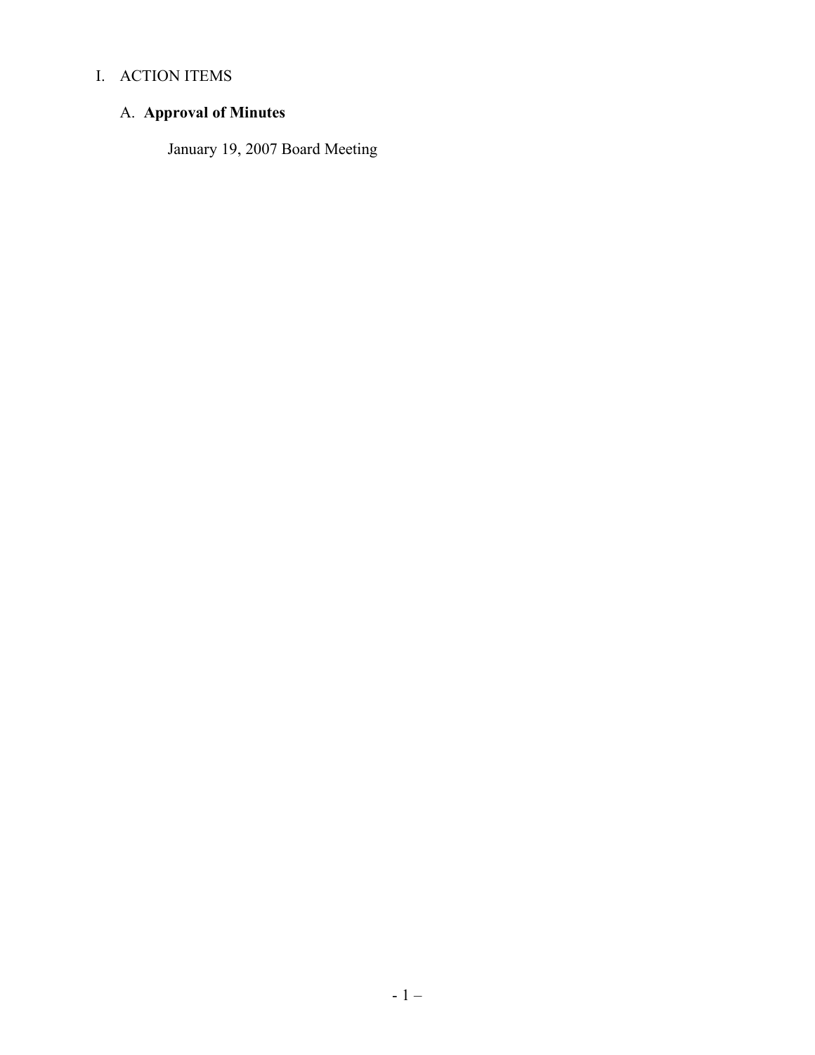# I. ACTION ITEMS

## A. **Approval of Minutes**

January 19, 2007 Board Meeting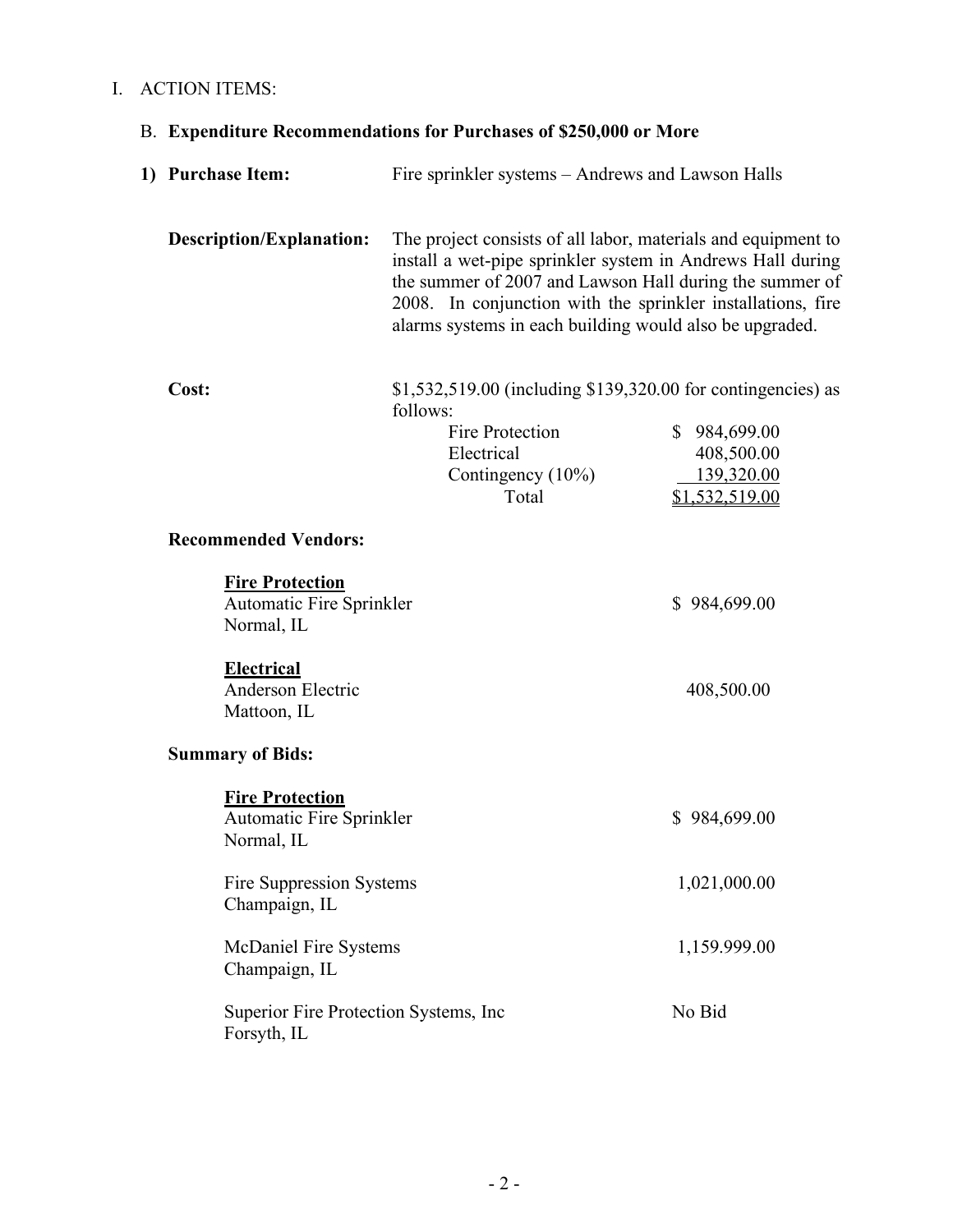I. ACTION ITEMS:

B. **Expenditure Recommendations for Purchases of $250,000 or More**

**1) Purchase Item:** Fire sprinkler systems – Andrews and Lawson Halls

**Description/Explanation:** The project consists of all labor, materials and equipment to install a wet-pipe sprinkler system in Andrews Hall during the summer of 2007 and Lawson Hall during the summer of 2008. In conjunction with the sprinkler installations, fire alarms systems in each building would also be upgraded.

**Cost:** $1,532,519.00 (including $139,320.00 for contingencies) as follows:

| | |
|---|---|
| Fire Protection | $ 984,699.00 |
| Electrical | 408,500.00 |
| Contingency (10%) | 139,320.00 |
| Total | $1,532,519.00 |

**Recommended Vendors:**

| | |
|---|---|
| **Fire Protection** | |
| Automatic Fire Sprinkler<br>Normal, IL | $ 984,699.00 |
| **Electrical** | |
| Anderson Electric<br>Mattoon, IL | 408,500.00 |

**Summary of Bids:**

| | |
|---|---|
| **Fire Protection** | |
| Automatic Fire Sprinkler<br>Normal, IL | $ 984,699.00 |
| Fire Suppression Systems<br>Champaign, IL | 1,021,000.00 |
| McDaniel Fire Systems<br>Champaign, IL | 1,159.999.00 |
| Superior Fire Protection Systems, Inc<br>Forsyth, IL | No Bid |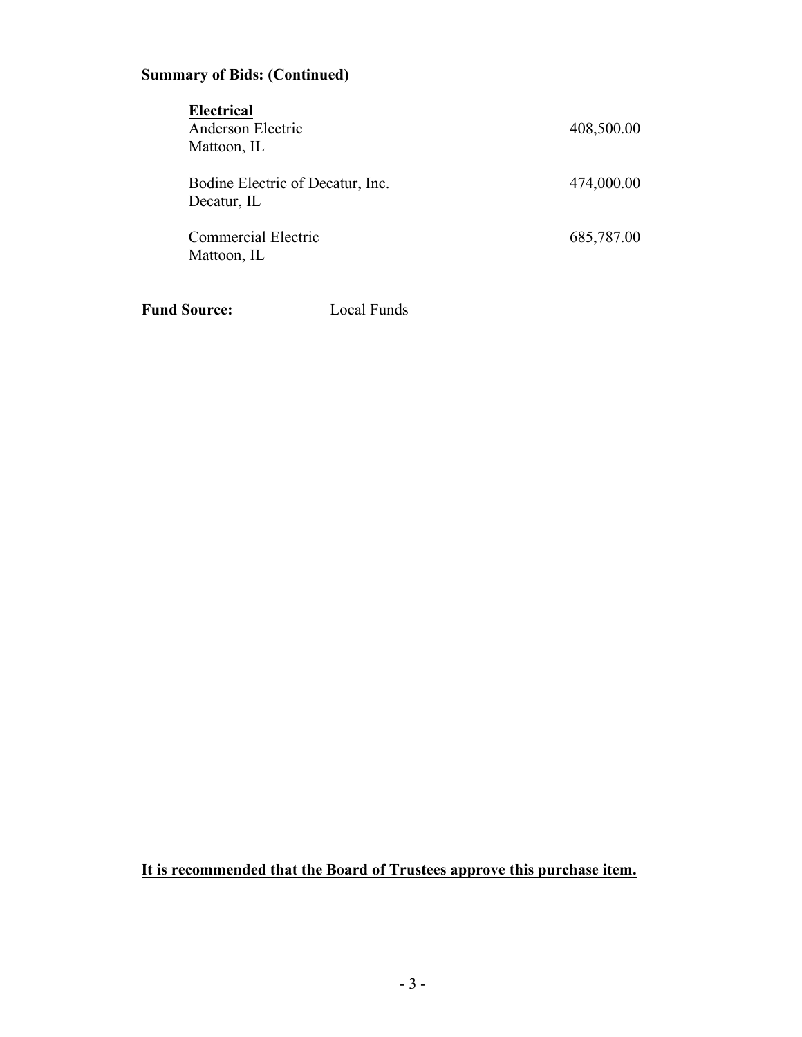**Summary of Bids: (Continued)**

**<u>Electrical</u>**

| | |
|---|---|
| Anderson Electric<br>Mattoon, IL | 408,500.00 |
| Bodine Electric of Decatur, Inc.<br>Decatur, IL | 474,000.00 |
| Commercial Electric<br>Mattoon, IL | 685,787.00 |

**Fund Source:** Local Funds

**<u>It is recommended that the Board of Trustees approve this purchase item.</u>**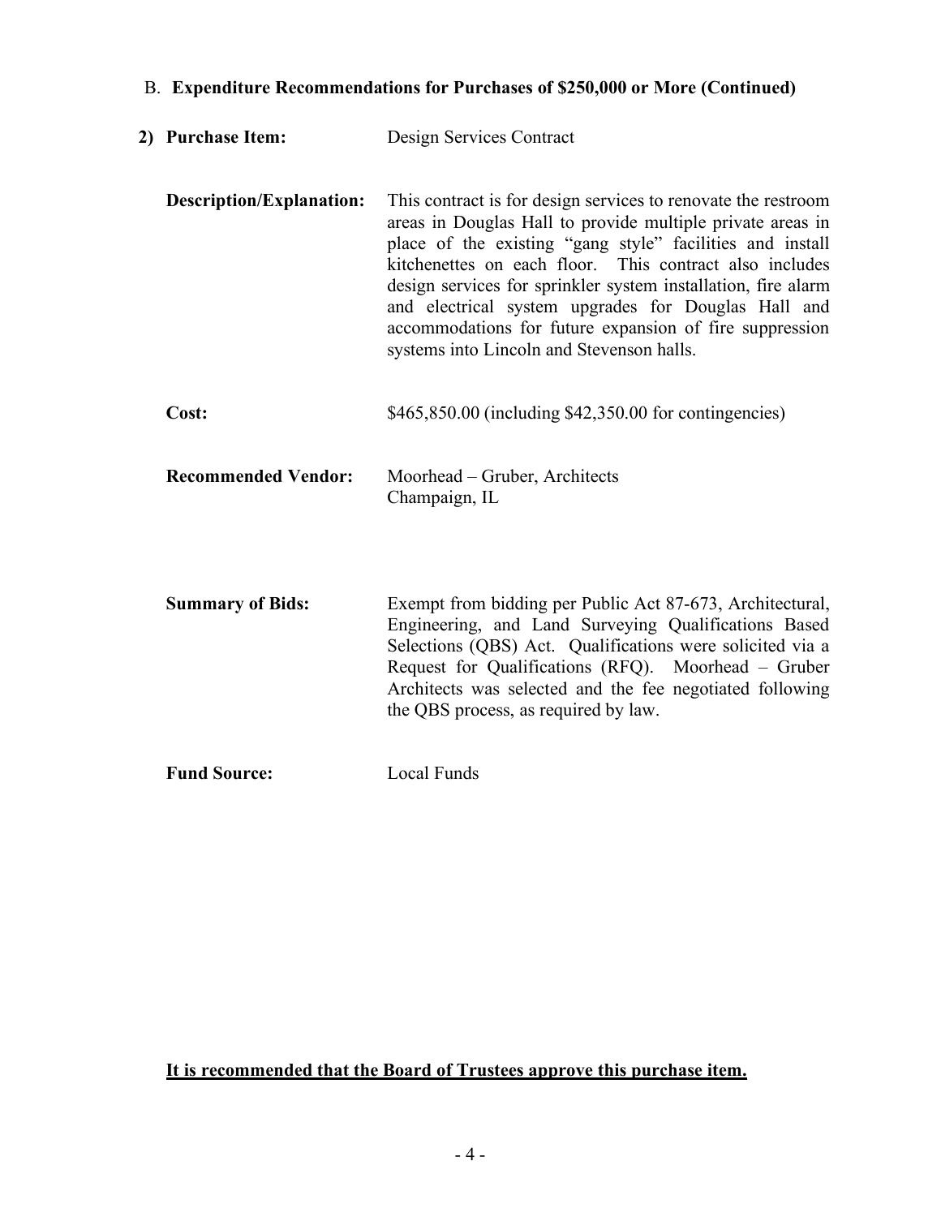B. **Expenditure Recommendations for Purchases of $250,000 or More (Continued)**

2) **Purchase Item:** Design Services Contract

**Description/Explanation:** This contract is for design services to renovate the restroom areas in Douglas Hall to provide multiple private areas in place of the existing "gang style" facilities and install kitchenettes on each floor. This contract also includes design services for sprinkler system installation, fire alarm and electrical system upgrades for Douglas Hall and accommodations for future expansion of fire suppression systems into Lincoln and Stevenson halls.

**Cost:** $465,850.00 (including $42,350.00 for contingencies)

**Recommended Vendor:** Moorhead – Gruber, Architects
Champaign, IL

**Summary of Bids:** Exempt from bidding per Public Act 87-673, Architectural, Engineering, and Land Surveying Qualifications Based Selections (QBS) Act. Qualifications were solicited via a Request for Qualifications (RFQ). Moorhead – Gruber Architects was selected and the fee negotiated following the QBS process, as required by law.

**Fund Source:** Local Funds

**It is recommended that the Board of Trustees approve this purchase item.**